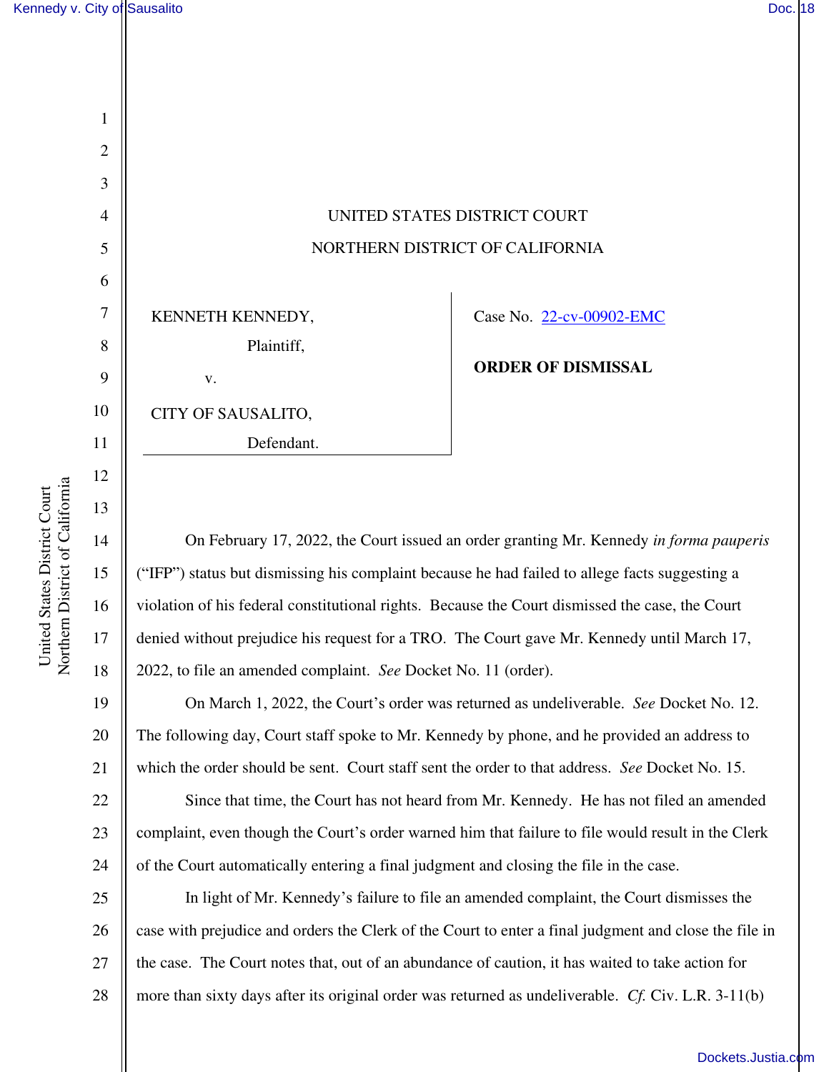UNITED STATES DISTRICT COURT

NORTHERN DISTRICT OF CALIFORNIA

KENNETH KENNEDY,

Plaintiff,

v.

CITY OF SAUSALITO,

Defendant.

Case No. 22-cv-00902-EMC

**ORDER OF DISMISSAL**

On February 17, 2022, the Court issued an order granting Mr. Kennedy *in forma pauperis* ("IFP") status but dismissing his complaint because he had failed to allege facts suggesting a violation of his federal constitutional rights. Because the Court dismissed the case, the Court denied without prejudice his request for a TRO. The Court gave Mr. Kennedy until March 17, 2022, to file an amended complaint. *See* Docket No. 11 (order).

On March 1, 2022, the Court's order was returned as undeliverable. *See* Docket No. 12. The following day, Court staff spoke to Mr. Kennedy by phone, and he provided an address to which the order should be sent. Court staff sent the order to that address. *See* Docket No. 15.

Since that time, the Court has not heard from Mr. Kennedy. He has not filed an amended complaint, even though the Court's order warned him that failure to file would result in the Clerk of the Court automatically entering a final judgment and closing the file in the case.

In light of Mr. Kennedy's failure to file an amended complaint, the Court dismisses the case with prejudice and orders the Clerk of the Court to enter a final judgment and close the file in the case. The Court notes that, out of an abundance of caution, it has waited to take action for more than sixty days after its original order was returned as undeliverable. *Cf.* Civ. L.R. 3-11(b)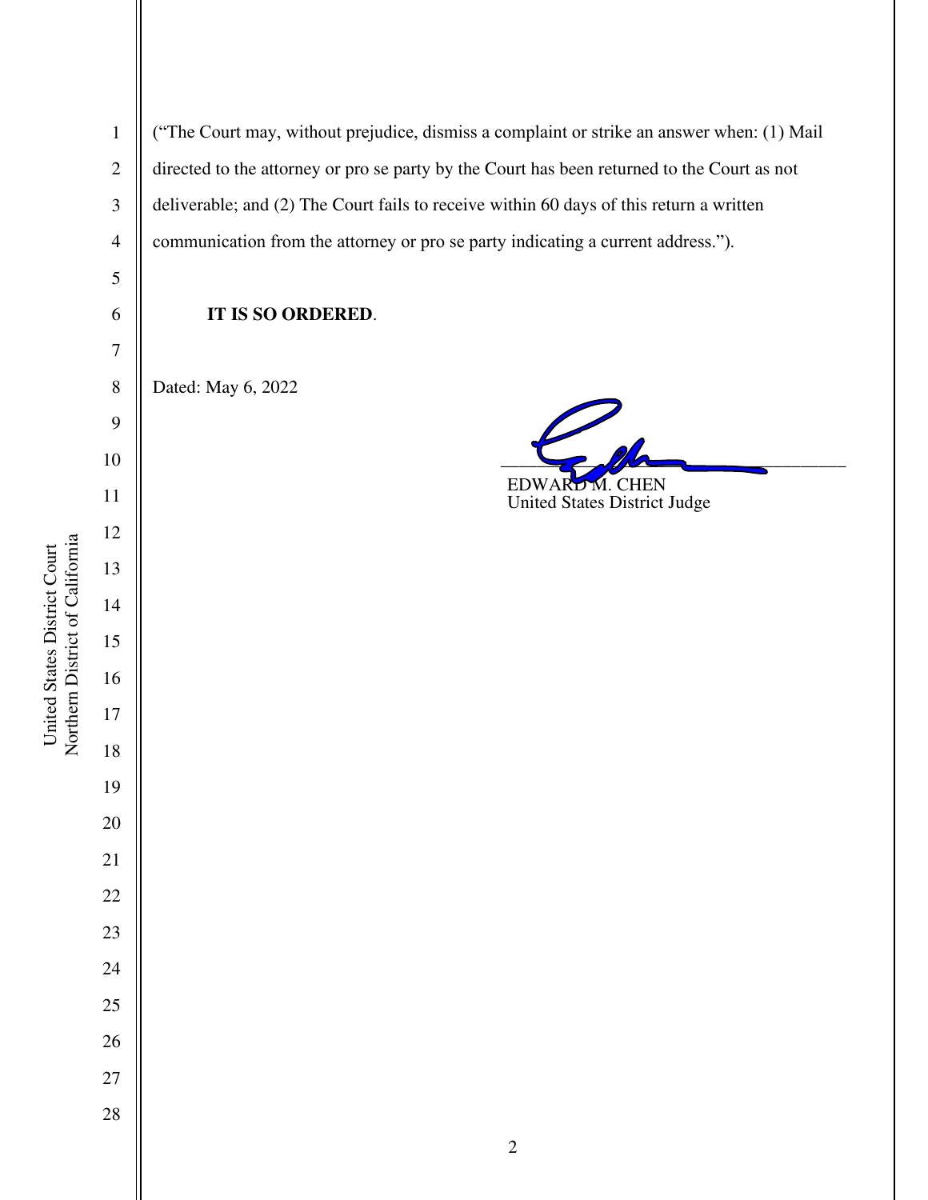("The Court may, without prejudice, dismiss a complaint or strike an answer when: (1) Mail directed to the attorney or pro se party by the Court has been returned to the Court as not deliverable; and (2) The Court fails to receive within 60 days of this return a written communication from the attorney or pro se party indicating a current address.").

**IT IS SO ORDERED**.

Dated: May 6, 2022

EDWARD M. CHEN
United States District Judge